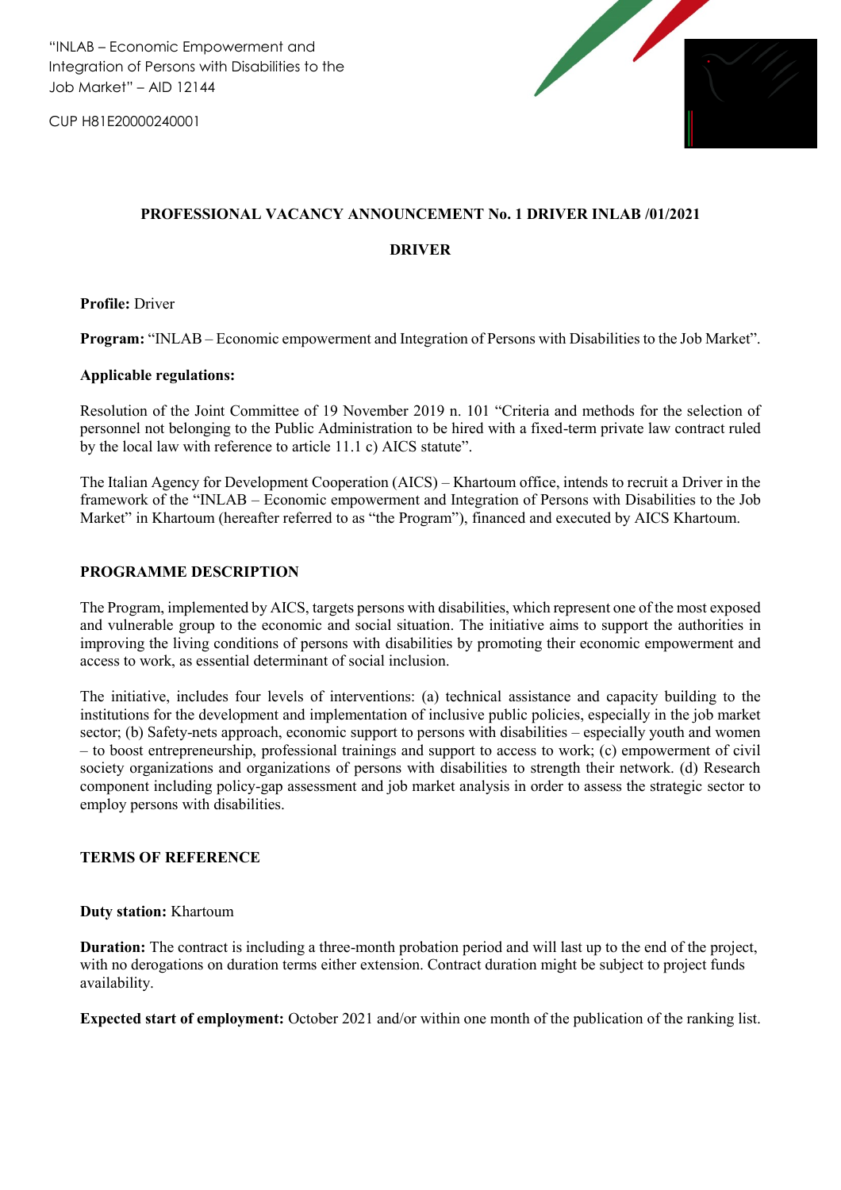"INLAB – Economic Empowerment and Integration of Persons with Disabilities to the Job Market" – AID 12144

CUP H81E20000240001

# PROFESSIONAL VACANCY ANNOUNCEMENT No. 1 DRIVER INLAB /01/2021

## DRIVER

**Profile:** Driver

**Program:** "INLAB – Economic empowerment and Integration of Persons with Disabilities to the Job Market".

**Applicable regulations:**

Resolution of the Joint Committee of 19 November 2019 n. 101 "Criteria and methods for the selection of personnel not belonging to the Public Administration to be hired with a fixed-term private law contract ruled by the local law with reference to article 11.1 c) AICS statute".

The Italian Agency for Development Cooperation (AICS) – Khartoum office, intends to recruit a Driver in the framework of the "INLAB – Economic empowerment and Integration of Persons with Disabilities to the Job Market" in Khartoum (hereafter referred to as "the Program"), financed and executed by AICS Khartoum.

## PROGRAMME DESCRIPTION

The Program, implemented by AICS, targets persons with disabilities, which represent one of the most exposed and vulnerable group to the economic and social situation. The initiative aims to support the authorities in improving the living conditions of persons with disabilities by promoting their economic empowerment and access to work, as essential determinant of social inclusion.

The initiative, includes four levels of interventions: (a) technical assistance and capacity building to the institutions for the development and implementation of inclusive public policies, especially in the job market sector; (b) Safety-nets approach, economic support to persons with disabilities – especially youth and women – to boost entrepreneurship, professional trainings and support to access to work; (c) empowerment of civil society organizations and organizations of persons with disabilities to strength their network. (d) Research component including policy-gap assessment and job market analysis in order to assess the strategic sector to employ persons with disabilities.

## TERMS OF REFERENCE

**Duty station:** Khartoum

**Duration:** The contract is including a three-month probation period and will last up to the end of the project, with no derogations on duration terms either extension. Contract duration might be subject to project funds availability.

**Expected start of employment:** October 2021 and/or within one month of the publication of the ranking list.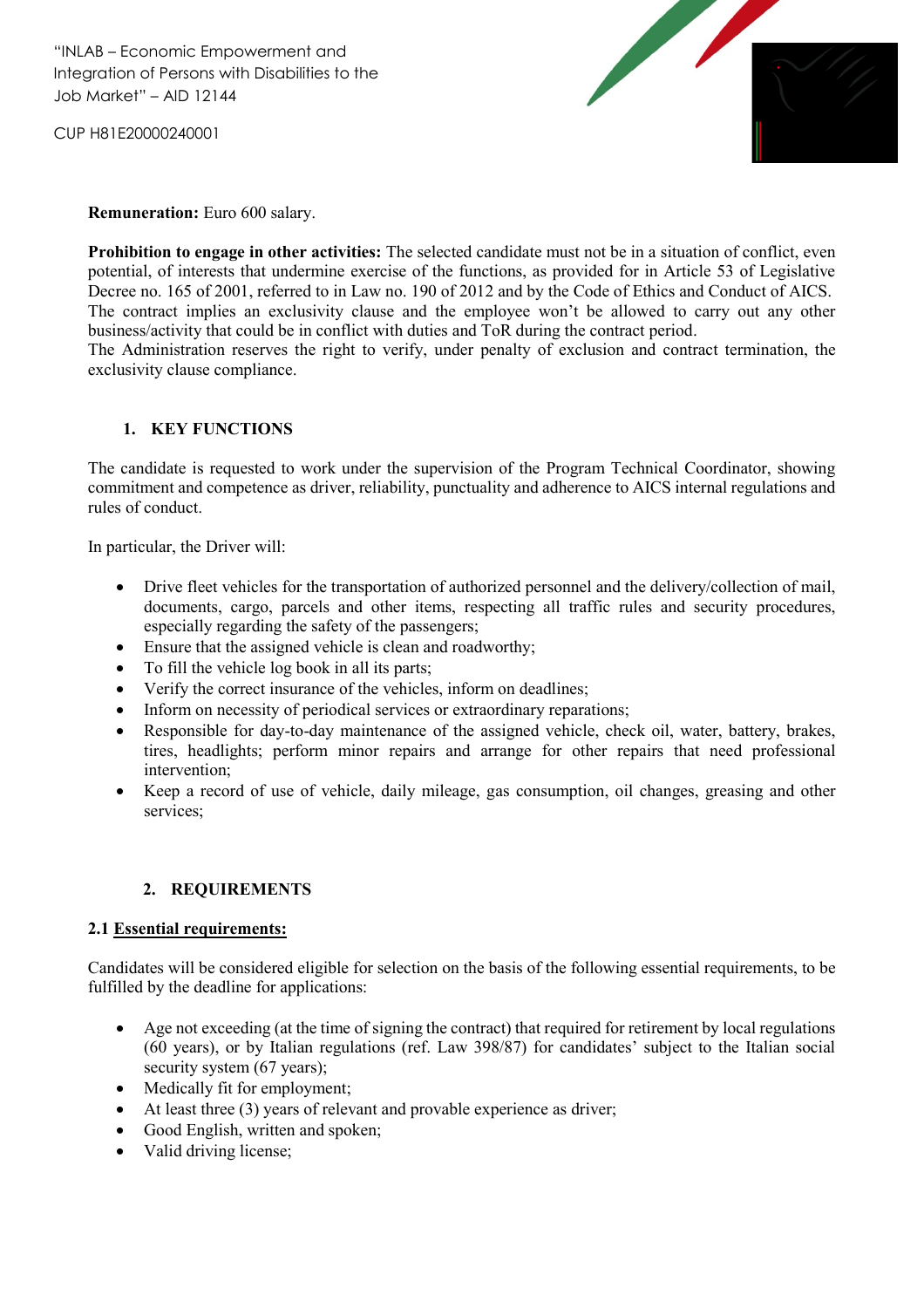**Remuneration:** Euro 600 salary.

**Prohibition to engage in other activities:** The selected candidate must not be in a situation of conflict, even potential, of interests that undermine exercise of the functions, as provided for in Article 53 of Legislative Decree no. 165 of 2001, referred to in Law no. 190 of 2012 and by the Code of Ethics and Conduct of AICS. The contract implies an exclusivity clause and the employee won't be allowed to carry out any other business/activity that could be in conflict with duties and ToR during the contract period.
The Administration reserves the right to verify, under penalty of exclusion and contract termination, the exclusivity clause compliance.

## 1. KEY FUNCTIONS

The candidate is requested to work under the supervision of the Program Technical Coordinator, showing commitment and competence as driver, reliability, punctuality and adherence to AICS internal regulations and rules of conduct.

In particular, the Driver will:

- Drive fleet vehicles for the transportation of authorized personnel and the delivery/collection of mail, documents, cargo, parcels and other items, respecting all traffic rules and security procedures, especially regarding the safety of the passengers;
- Ensure that the assigned vehicle is clean and roadworthy;
- To fill the vehicle log book in all its parts;
- Verify the correct insurance of the vehicles, inform on deadlines;
- Inform on necessity of periodical services or extraordinary reparations;
- Responsible for day-to-day maintenance of the assigned vehicle, check oil, water, battery, brakes, tires, headlights; perform minor repairs and arrange for other repairs that need professional intervention;
- Keep a record of use of vehicle, daily mileage, gas consumption, oil changes, greasing and other services;

## 2. REQUIREMENTS

### 2.1 Essential requirements:

Candidates will be considered eligible for selection on the basis of the following essential requirements, to be fulfilled by the deadline for applications:

- Age not exceeding (at the time of signing the contract) that required for retirement by local regulations (60 years), or by Italian regulations (ref. Law 398/87) for candidates' subject to the Italian social security system (67 years);
- Medically fit for employment;
- At least three (3) years of relevant and provable experience as driver;
- Good English, written and spoken;
- Valid driving license;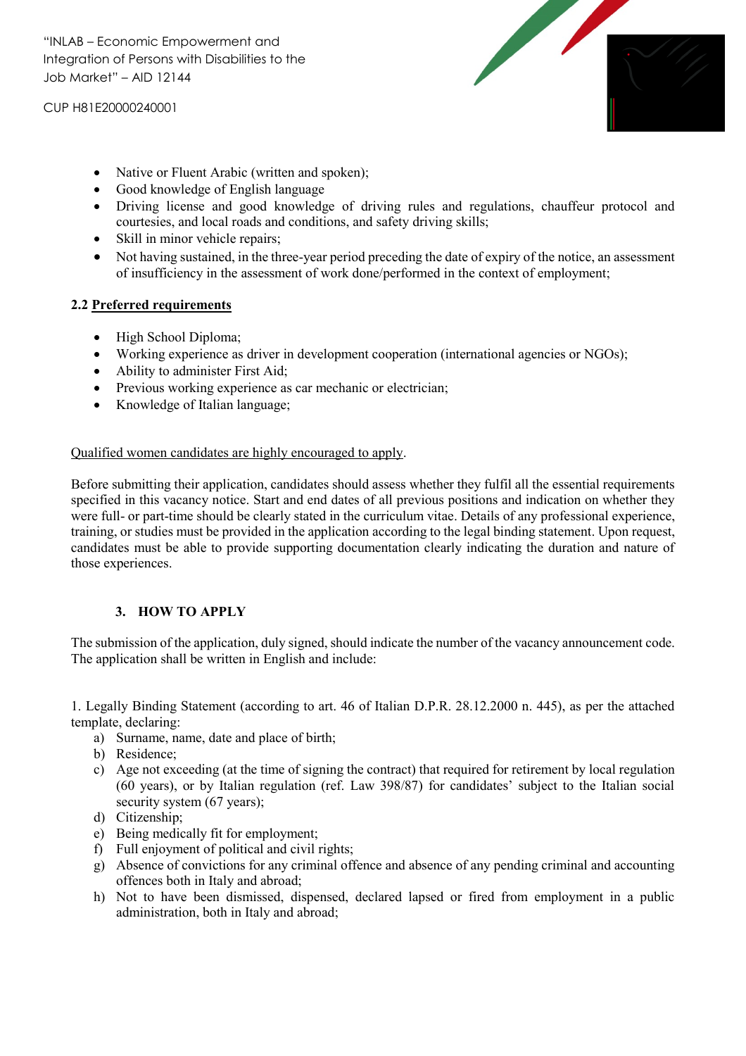- Native or Fluent Arabic (written and spoken);
- Good knowledge of English language
- Driving license and good knowledge of driving rules and regulations, chauffeur protocol and courtesies, and local roads and conditions, and safety driving skills;
- Skill in minor vehicle repairs;
- Not having sustained, in the three-year period preceding the date of expiry of the notice, an assessment of insufficiency in the assessment of work done/performed in the context of employment;

### 2.2 Preferred requirements

- High School Diploma;
- Working experience as driver in development cooperation (international agencies or NGOs);
- Ability to administer First Aid;
- Previous working experience as car mechanic or electrician;
- Knowledge of Italian language;

Qualified women candidates are highly encouraged to apply.

Before submitting their application, candidates should assess whether they fulfil all the essential requirements specified in this vacancy notice. Start and end dates of all previous positions and indication on whether they were full- or part-time should be clearly stated in the curriculum vitae. Details of any professional experience, training, or studies must be provided in the application according to the legal binding statement. Upon request, candidates must be able to provide supporting documentation clearly indicating the duration and nature of those experiences.

## 3. HOW TO APPLY

The submission of the application, duly signed, should indicate the number of the vacancy announcement code. The application shall be written in English and include:

1. Legally Binding Statement (according to art. 46 of Italian D.P.R. 28.12.2000 n. 445), as per the attached template, declaring:
   a) Surname, name, date and place of birth;
   b) Residence;
   c) Age not exceeding (at the time of signing the contract) that required for retirement by local regulation (60 years), or by Italian regulation (ref. Law 398/87) for candidates' subject to the Italian social security system (67 years);
   d) Citizenship;
   e) Being medically fit for employment;
   f) Full enjoyment of political and civil rights;
   g) Absence of convictions for any criminal offence and absence of any pending criminal and accounting offences both in Italy and abroad;
   h) Not to have been dismissed, dispensed, declared lapsed or fired from employment in a public administration, both in Italy and abroad;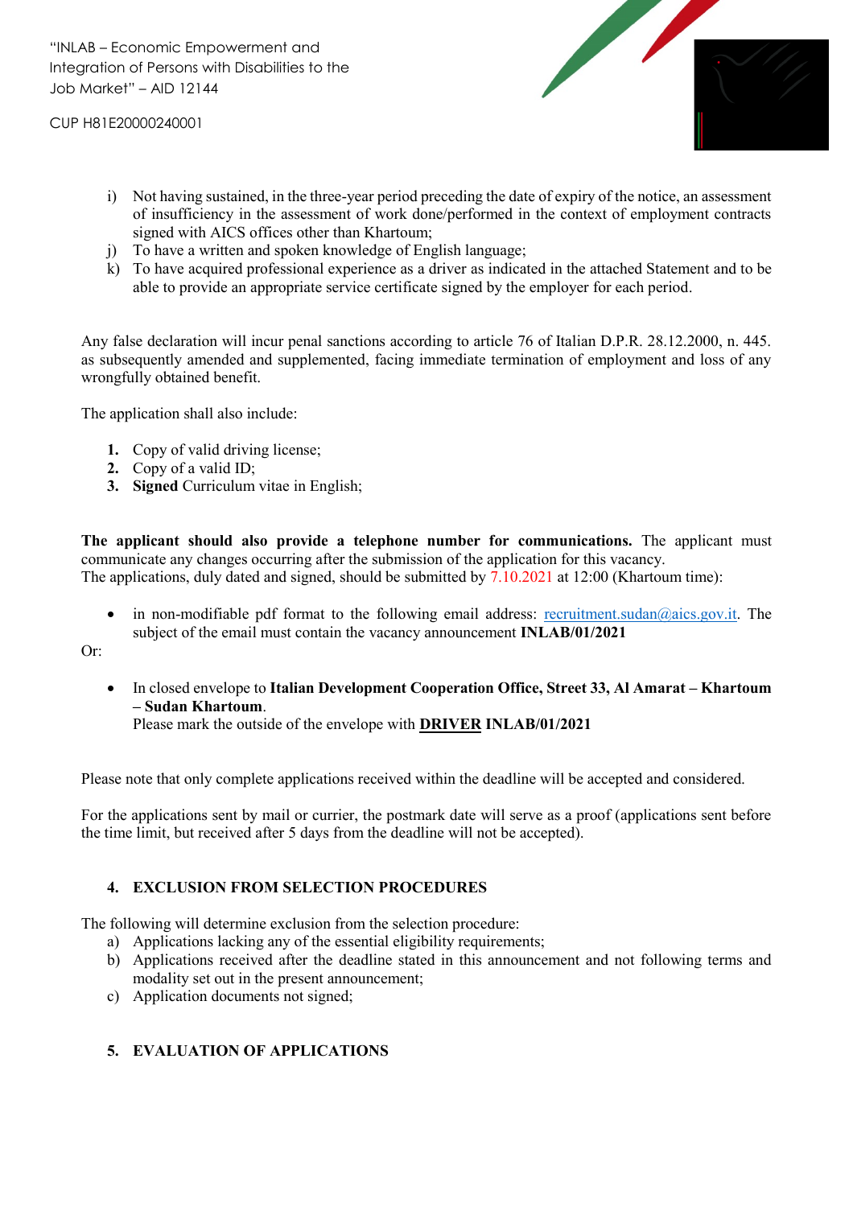i) Not having sustained, in the three-year period preceding the date of expiry of the notice, an assessment of insufficiency in the assessment of work done/performed in the context of employment contracts signed with AICS offices other than Khartoum;
j) To have a written and spoken knowledge of English language;
k) To have acquired professional experience as a driver as indicated in the attached Statement and to be able to provide an appropriate service certificate signed by the employer for each period.

Any false declaration will incur penal sanctions according to article 76 of Italian D.P.R. 28.12.2000, n. 445. as subsequently amended and supplemented, facing immediate termination of employment and loss of any wrongfully obtained benefit.

The application shall also include:

1. Copy of valid driving license;
2. Copy of a valid ID;
3. **Signed** Curriculum vitae in English;

**The applicant should also provide a telephone number for communications.** The applicant must communicate any changes occurring after the submission of the application for this vacancy.
The applications, duly dated and signed, should be submitted by 7.10.2021 at 12:00 (Khartoum time):

- in non-modifiable pdf format to the following email address: recruitment.sudan@aics.gov.it. The subject of the email must contain the vacancy announcement **INLAB/01/2021**

Or:

- In closed envelope to **Italian Development Cooperation Office, Street 33, Al Amarat – Khartoum – Sudan Khartoum**.
  Please mark the outside of the envelope with **DRIVER INLAB/01/2021**

Please note that only complete applications received within the deadline will be accepted and considered.

For the applications sent by mail or currier, the postmark date will serve as a proof (applications sent before the time limit, but received after 5 days from the deadline will not be accepted).

## 4. EXCLUSION FROM SELECTION PROCEDURES

The following will determine exclusion from the selection procedure:
a) Applications lacking any of the essential eligibility requirements;
b) Applications received after the deadline stated in this announcement and not following terms and modality set out in the present announcement;
c) Application documents not signed;

## 5. EVALUATION OF APPLICATIONS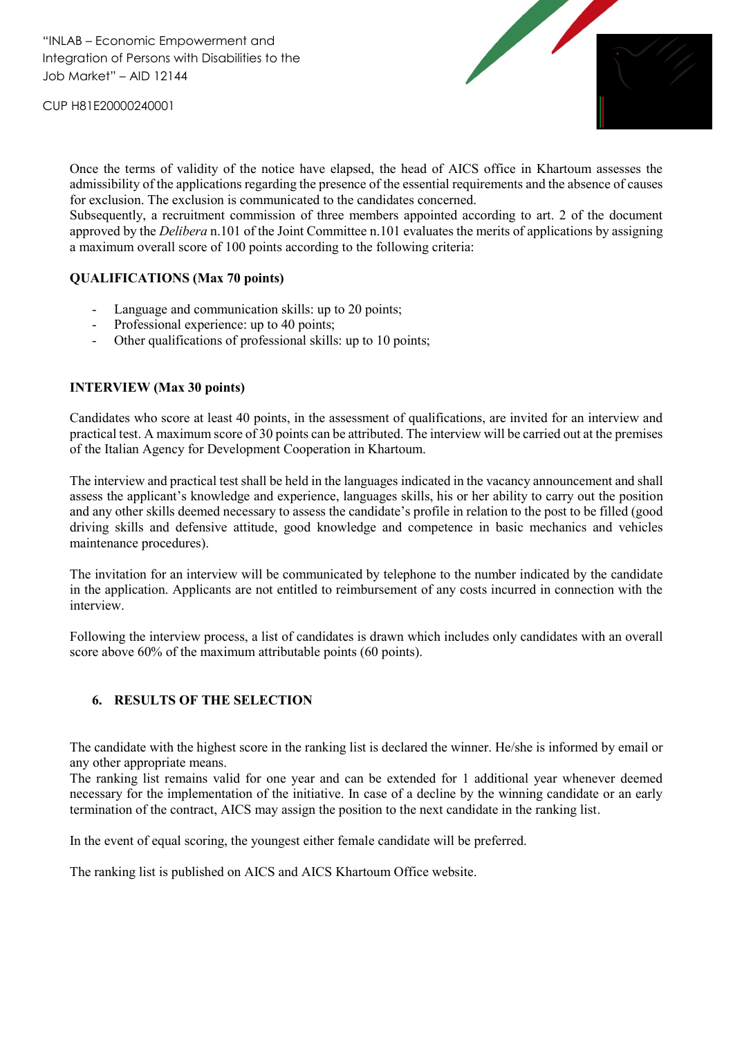Once the terms of validity of the notice have elapsed, the head of AICS office in Khartoum assesses the admissibility of the applications regarding the presence of the essential requirements and the absence of causes for exclusion. The exclusion is communicated to the candidates concerned.
Subsequently, a recruitment commission of three members appointed according to art. 2 of the document approved by the *Delibera* n.101 of the Joint Committee n.101 evaluates the merits of applications by assigning a maximum overall score of 100 points according to the following criteria:

**QUALIFICATIONS (Max 70 points)**

- Language and communication skills: up to 20 points;
- Professional experience: up to 40 points;
- Other qualifications of professional skills: up to 10 points;

**INTERVIEW (Max 30 points)**

Candidates who score at least 40 points, in the assessment of qualifications, are invited for an interview and practical test. A maximum score of 30 points can be attributed. The interview will be carried out at the premises of the Italian Agency for Development Cooperation in Khartoum.

The interview and practical test shall be held in the languages indicated in the vacancy announcement and shall assess the applicant's knowledge and experience, languages skills, his or her ability to carry out the position and any other skills deemed necessary to assess the candidate's profile in relation to the post to be filled (good driving skills and defensive attitude, good knowledge and competence in basic mechanics and vehicles maintenance procedures).

The invitation for an interview will be communicated by telephone to the number indicated by the candidate in the application. Applicants are not entitled to reimbursement of any costs incurred in connection with the interview.

Following the interview process, a list of candidates is drawn which includes only candidates with an overall score above 60% of the maximum attributable points (60 points).

## 6. RESULTS OF THE SELECTION

The candidate with the highest score in the ranking list is declared the winner. He/she is informed by email or any other appropriate means.
The ranking list remains valid for one year and can be extended for 1 additional year whenever deemed necessary for the implementation of the initiative. In case of a decline by the winning candidate or an early termination of the contract, AICS may assign the position to the next candidate in the ranking list.

In the event of equal scoring, the youngest either female candidate will be preferred.

The ranking list is published on AICS and AICS Khartoum Office website.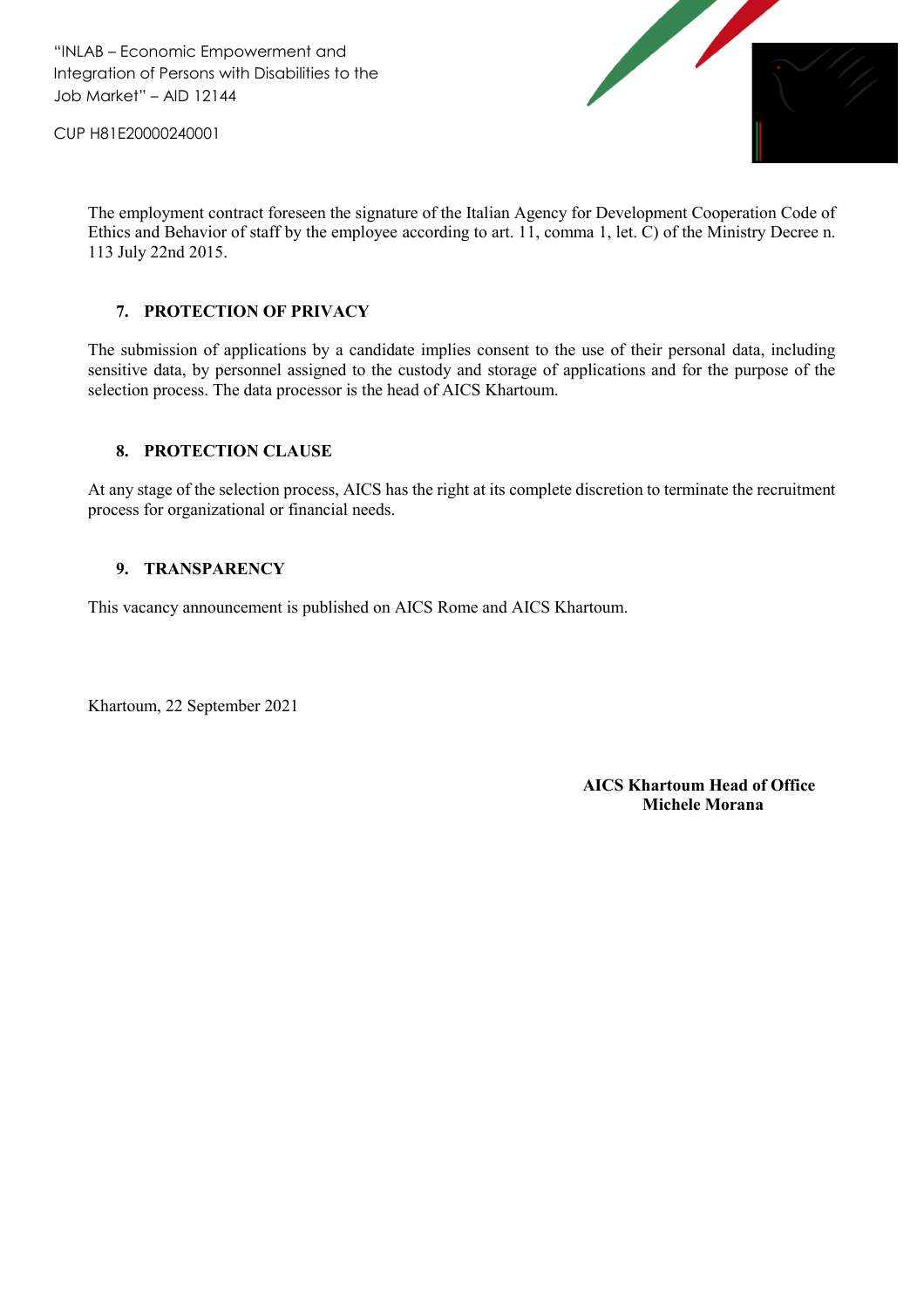The employment contract foreseen the signature of the Italian Agency for Development Cooperation Code of Ethics and Behavior of staff by the employee according to art. 11, comma 1, let. C) of the Ministry Decree n. 113 July 22nd 2015.

## 7. PROTECTION OF PRIVACY

The submission of applications by a candidate implies consent to the use of their personal data, including sensitive data, by personnel assigned to the custody and storage of applications and for the purpose of the selection process. The data processor is the head of AICS Khartoum.

## 8. PROTECTION CLAUSE

At any stage of the selection process, AICS has the right at its complete discretion to terminate the recruitment process for organizational or financial needs.

## 9. TRANSPARENCY

This vacancy announcement is published on AICS Rome and AICS Khartoum.

Khartoum, 22 September 2021

**AICS Khartoum Head of Office**
**Michele Morana**